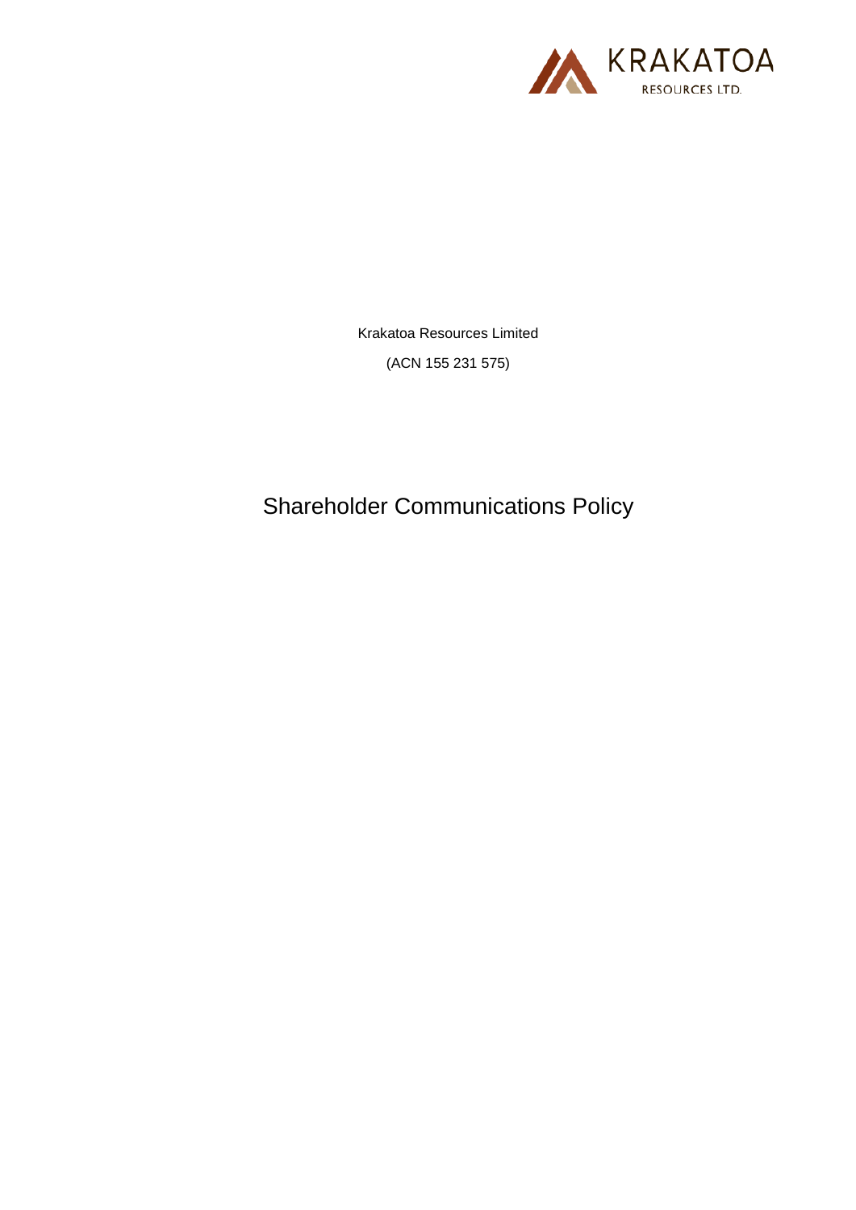KRAKATOA RESOURCES LTD.

Krakatoa Resources Limited

(ACN 155 231 575)

# Shareholder Communications Policy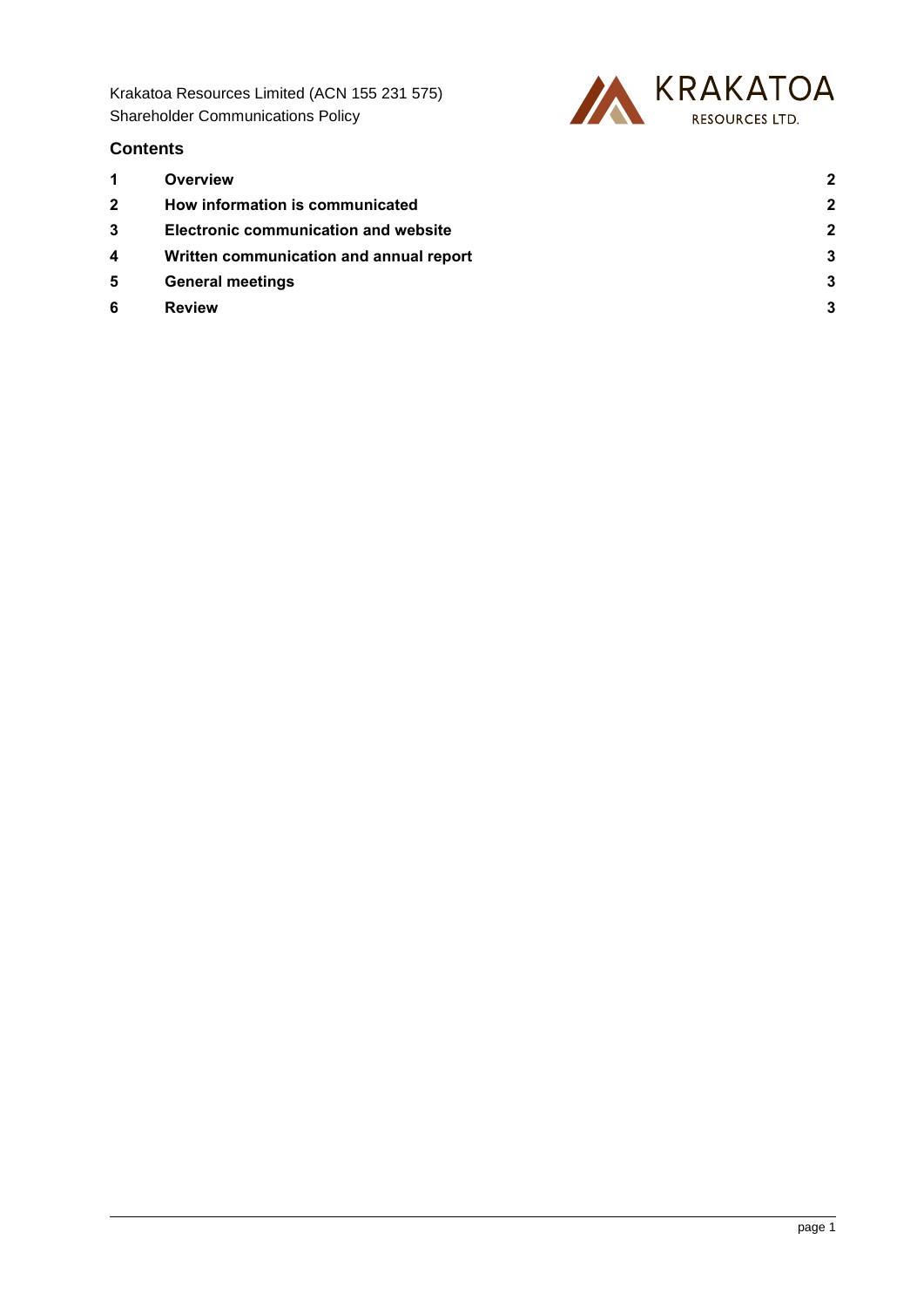Krakatoa Resources Limited (ACN 155 231 575)
Shareholder Communications Policy

## Contents

| | | |
|---|---|---|
| **1** | **Overview** | **2** |
| **2** | **How information is communicated** | **2** |
| **3** | **Electronic communication and website** | **2** |
| **4** | **Written communication and annual report** | **3** |
| **5** | **General meetings** | **3** |
| **6** | **Review** | **3** |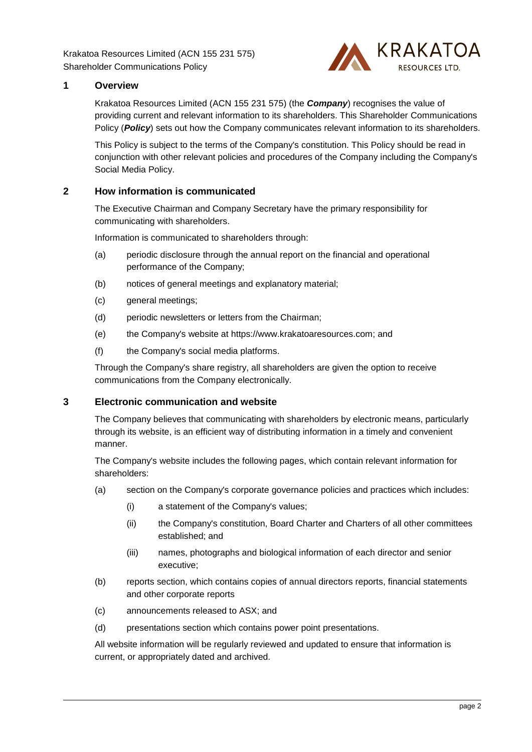## 1 Overview

Krakatoa Resources Limited (ACN 155 231 575) (the ***Company***) recognises the value of providing current and relevant information to its shareholders. This Shareholder Communications Policy (***Policy***) sets out how the Company communicates relevant information to its shareholders.

This Policy is subject to the terms of the Company's constitution. This Policy should be read in conjunction with other relevant policies and procedures of the Company including the Company's Social Media Policy.

## 2 How information is communicated

The Executive Chairman and Company Secretary have the primary responsibility for communicating with shareholders.

Information is communicated to shareholders through:

(a) periodic disclosure through the annual report on the financial and operational performance of the Company;

(b) notices of general meetings and explanatory material;

(c) general meetings;

(d) periodic newsletters or letters from the Chairman;

(e) the Company's website at https://www.krakatoaresources.com; and

(f) the Company's social media platforms.

Through the Company's share registry, all shareholders are given the option to receive communications from the Company electronically.

## 3 Electronic communication and website

The Company believes that communicating with shareholders by electronic means, particularly through its website, is an efficient way of distributing information in a timely and convenient manner.

The Company's website includes the following pages, which contain relevant information for shareholders:

(a) section on the Company's corporate governance policies and practices which includes:

   (i) a statement of the Company's values;

   (ii) the Company's constitution, Board Charter and Charters of all other committees established; and

   (iii) names, photographs and biological information of each director and senior executive;

(b) reports section, which contains copies of annual directors reports, financial statements and other corporate reports

(c) announcements released to ASX; and

(d) presentations section which contains power point presentations.

All website information will be regularly reviewed and updated to ensure that information is current, or appropriately dated and archived.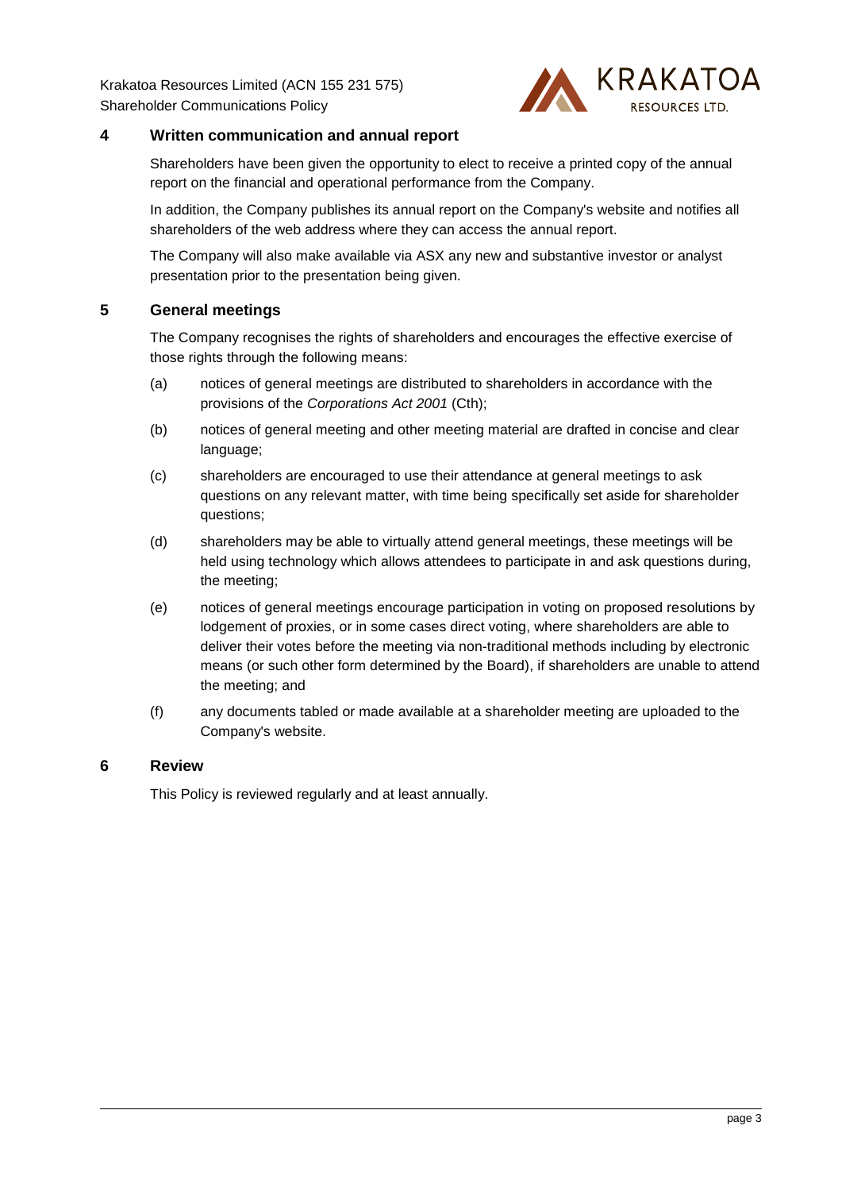## 4 Written communication and annual report

Shareholders have been given the opportunity to elect to receive a printed copy of the annual report on the financial and operational performance from the Company.

In addition, the Company publishes its annual report on the Company's website and notifies all shareholders of the web address where they can access the annual report.

The Company will also make available via ASX any new and substantive investor or analyst presentation prior to the presentation being given.

## 5 General meetings

The Company recognises the rights of shareholders and encourages the effective exercise of those rights through the following means:

(a) notices of general meetings are distributed to shareholders in accordance with the provisions of the *Corporations Act 2001* (Cth);

(b) notices of general meeting and other meeting material are drafted in concise and clear language;

(c) shareholders are encouraged to use their attendance at general meetings to ask questions on any relevant matter, with time being specifically set aside for shareholder questions;

(d) shareholders may be able to virtually attend general meetings, these meetings will be held using technology which allows attendees to participate in and ask questions during, the meeting;

(e) notices of general meetings encourage participation in voting on proposed resolutions by lodgement of proxies, or in some cases direct voting, where shareholders are able to deliver their votes before the meeting via non-traditional methods including by electronic means (or such other form determined by the Board), if shareholders are unable to attend the meeting; and

(f) any documents tabled or made available at a shareholder meeting are uploaded to the Company's website.

## 6 Review

This Policy is reviewed regularly and at least annually.